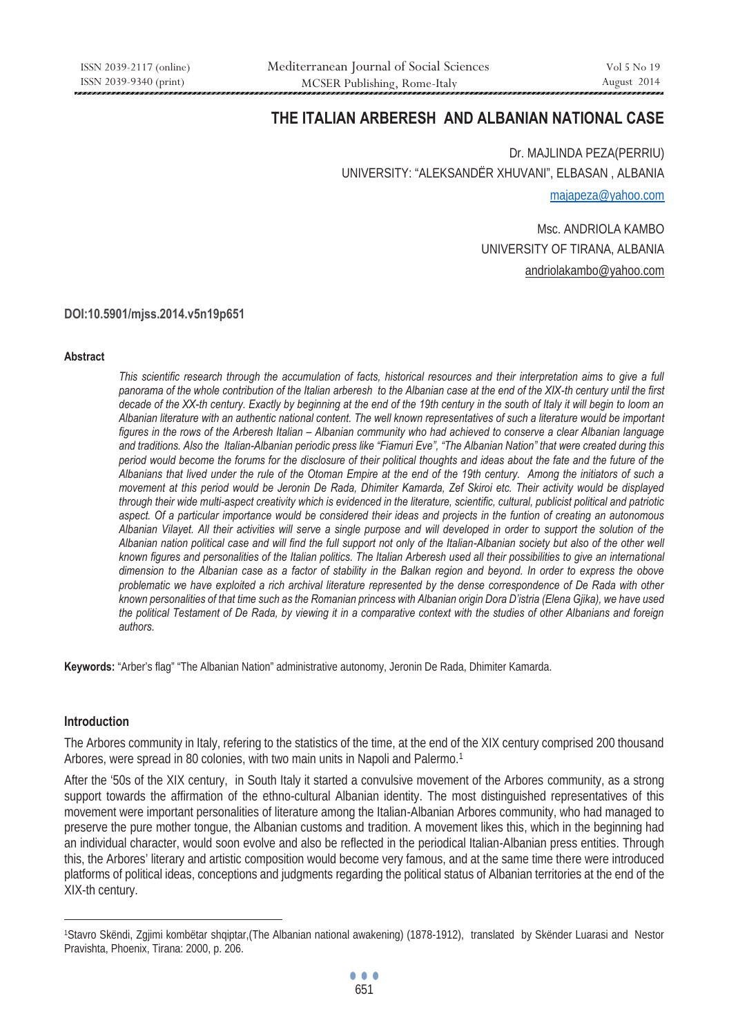# THE ITALIAN ARBERESH AND ALBANIAN NATIONAL CASE

Dr. MAJLINDA PEZA(PERRIU)
UNIVERSITY: "ALEKSANDËR XHUVANI", ELBASAN , ALBANIA
majapeza@yahoo.com

Msc. ANDRIOLA KAMBO
UNIVERSITY OF TIRANA, ALBANIA
andriolakambo@yahoo.com

**DOI:10.5901/mjss.2014.v5n19p651**

### Abstract

*This scientific research through the accumulation of facts, historical resources and their interpretation aims to give a full panorama of the whole contribution of the Italian arberesh to the Albanian case at the end of the XIX-th century until the first decade of the XX-th century. Exactly by beginning at the end of the 19th century in the south of Italy it will begin to loom an Albanian literature with an authentic national content. The well known representatives of such a literature would be important figures in the rows of the Arberesh Italian – Albanian community who had achieved to conserve a clear Albanian language and traditions. Also the Italian-Albanian periodic press like "Fiamuri Eve", "The Albanian Nation" that were created during this period would become the forums for the disclosure of their political thoughts and ideas about the fate and the future of the Albanians that lived under the rule of the Otoman Empire at the end of the 19th century. Among the initiators of such a movement at this period would be Jeronin De Rada, Dhimiter Kamarda, Zef Skiroi etc. Their activity would be displayed through their wide multi-aspect creativity which is evidenced in the literature, scientific, cultural, publicist political and patriotic aspect. Of a particular importance would be considered their ideas and projects in the funtion of creating an autonomous Albanian Vilayet. All their activities will serve a single purpose and will developed in order to support the solution of the Albanian nation political case and will find the full support not only of the Italian-Albanian society but also of the other well known figures and personalities of the Italian politics. The Italian Arberesh used all their possibilities to give an international dimension to the Albanian case as a factor of stability in the Balkan region and beyond. In order to express the obove problematic we have exploited a rich archival literature represented by the dense correspondence of De Rada with other known personalities of that time such as the Romanian princess with Albanian origin Dora D'istria (Elena Gjika), we have used the political Testament of De Rada, by viewing it in a comparative context with the studies of other Albanians and foreign authors.*

**Keywords:** "Arber's flag" "The Albanian Nation" administrative autonomy, Jeronin De Rada, Dhimiter Kamarda.

### Introduction

The Arbores community in Italy, refering to the statistics of the time, at the end of the XIX century comprised 200 thousand Arbores, were spread in 80 colonies, with two main units in Napoli and Palermo.[1]

After the '50s of the XIX century, in South Italy it started a convulsive movement of the Arbores community, as a strong support towards the affirmation of the ethno-cultural Albanian identity. The most distinguished representatives of this movement were important personalities of literature among the Italian-Albanian Arbores community, who had managed to preserve the pure mother tongue, the Albanian customs and tradition. A movement likes this, which in the beginning had an individual character, would soon evolve and also be reflected in the periodical Italian-Albanian press entities. Through this, the Arbores' literary and artistic composition would become very famous, and at the same time there were introduced platforms of political ideas, conceptions and judgments regarding the political status of Albanian territories at the end of the XIX-th century.

---

[1]Stavro Skëndi, Zgjimi kombëtar shqiptar,(The Albanian national awakening) (1878-1912), translated by Skënder Luarasi and Nestor Pravishta, Phoenix, Tirana: 2000, p. 206.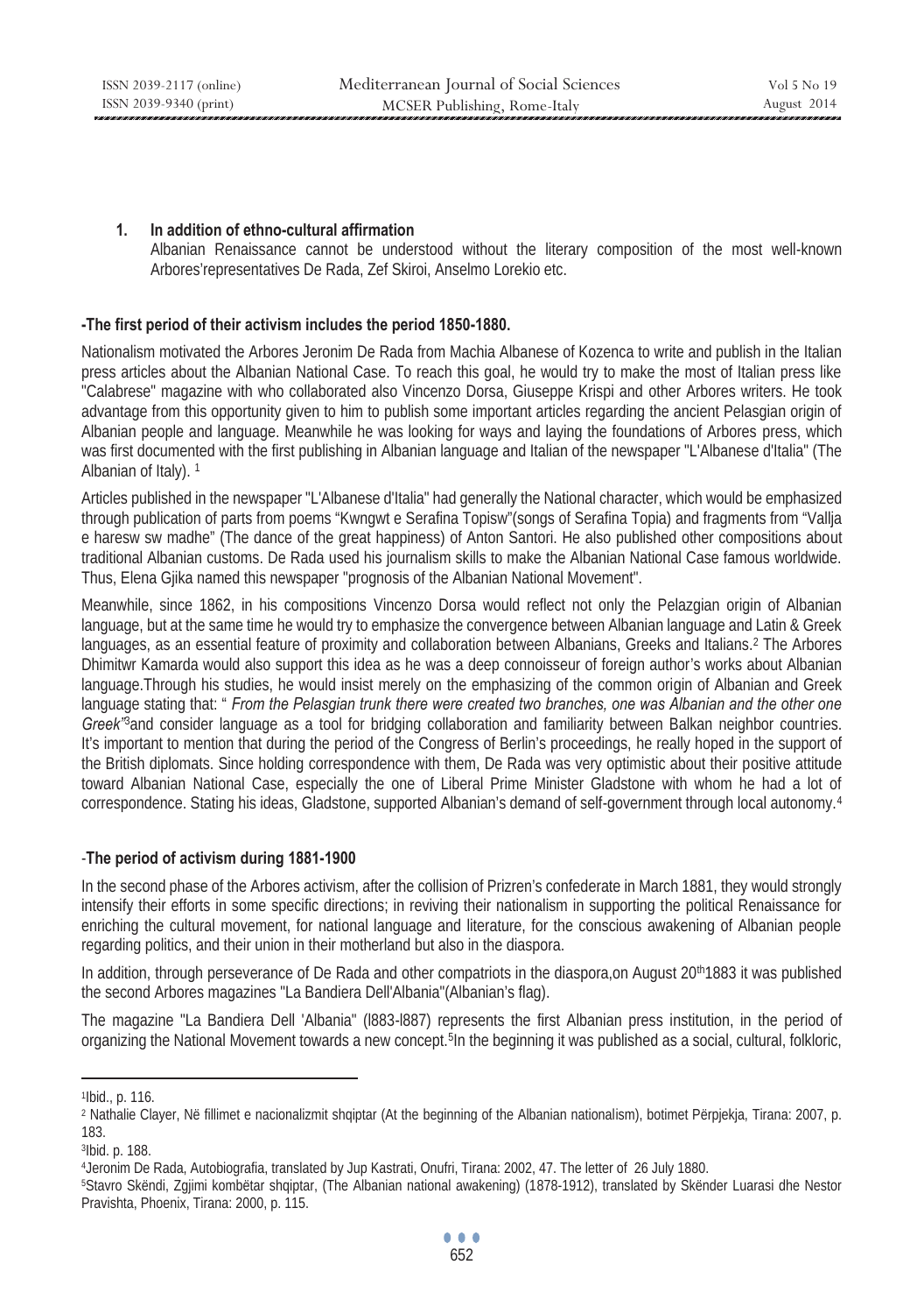## 1. In addition of ethno-cultural affirmation

Albanian Renaissance cannot be understood without the literary composition of the most well-known Arbores'representatives De Rada, Zef Skiroi, Anselmo Lorekio etc.

### -The first period of their activism includes the period 1850-1880.

Nationalism motivated the Arbores Jeronim De Rada from Machia Albanese of Kozenca to write and publish in the Italian press articles about the Albanian National Case. To reach this goal, he would try to make the most of Italian press like "Calabrese" magazine with who collaborated also Vincenzo Dorsa, Giuseppe Krispi and other Arbores writers. He took advantage from this opportunity given to him to publish some important articles regarding the ancient Pelasgian origin of Albanian people and language. Meanwhile he was looking for ways and laying the foundations of Arbores press, which was first documented with the first publishing in Albanian language and Italian of the newspaper "L'Albanese d'Italia" (The Albanian of Italy). [1]

Articles published in the newspaper "L'Albanese d'Italia" had generally the National character, which would be emphasized through publication of parts from poems "Kwngwt e Serafina Topisw"(songs of Serafina Topia) and fragments from "Vallja e haresw sw madhe" (The dance of the great happiness) of Anton Santori. He also published other compositions about traditional Albanian customs. De Rada used his journalism skills to make the Albanian National Case famous worldwide. Thus, Elena Gjika named this newspaper "prognosis of the Albanian National Movement".

Meanwhile, since 1862, in his compositions Vincenzo Dorsa would reflect not only the Pelazgian origin of Albanian language, but at the same time he would try to emphasize the convergence between Albanian language and Latin & Greek languages, as an essential feature of proximity and collaboration between Albanians, Greeks and Italians.[2] The Arbores Dhimitwr Kamarda would also support this idea as he was a deep connoisseur of foreign author's works about Albanian language.Through his studies, he would insist merely on the emphasizing of the common origin of Albanian and Greek language stating that: " *From the Pelasgian trunk there were created two branches, one was Albanian and the other one Greek"*[3]and consider language as a tool for bridging collaboration and familiarity between Balkan neighbor countries. It's important to mention that during the period of the Congress of Berlin's proceedings, he really hoped in the support of the British diplomats. Since holding correspondence with them, De Rada was very optimistic about their positive attitude toward Albanian National Case, especially the one of Liberal Prime Minister Gladstone with whom he had a lot of correspondence. Stating his ideas, Gladstone, supported Albanian's demand of self-government through local autonomy.[4]

### -The period of activism during 1881-1900

In the second phase of the Arbores activism, after the collision of Prizren's confederate in March 1881, they would strongly intensify their efforts in some specific directions; in reviving their nationalism in supporting the political Renaissance for enriching the cultural movement, for national language and literature, for the conscious awakening of Albanian people regarding politics, and their union in their motherland but also in the diaspora.

In addition, through perseverance of De Rada and other compatriots in the diaspora,on August 20th1883 it was published the second Arbores magazines "La Bandiera Dell'Albania"(Albanian's flag).

The magazine "La Bandiera Dell 'Albania" (l883-l887) represents the first Albanian press institution, in the period of organizing the National Movement towards a new concept.[5]In the beginning it was published as a social, cultural, folkloric,

---

[1]Ibid., p. 116.

[2] Nathalie Clayer, Në fillimet e nacionalizmit shqiptar (At the beginning of the Albanian nationalism), botimet Përpjekja, Tirana: 2007, p. 183.

[3]Ibid. p. 188.

[4]Jeronim De Rada, Autobiografia, translated by Jup Kastrati, Onufri, Tirana: 2002, 47. The letter of 26 July 1880.

[5]Stavro Skëndi, Zgjimi kombëtar shqiptar, (The Albanian national awakening) (1878-1912), translated by Skënder Luarasi dhe Nestor Pravishta, Phoenix, Tirana: 2000, p. 115.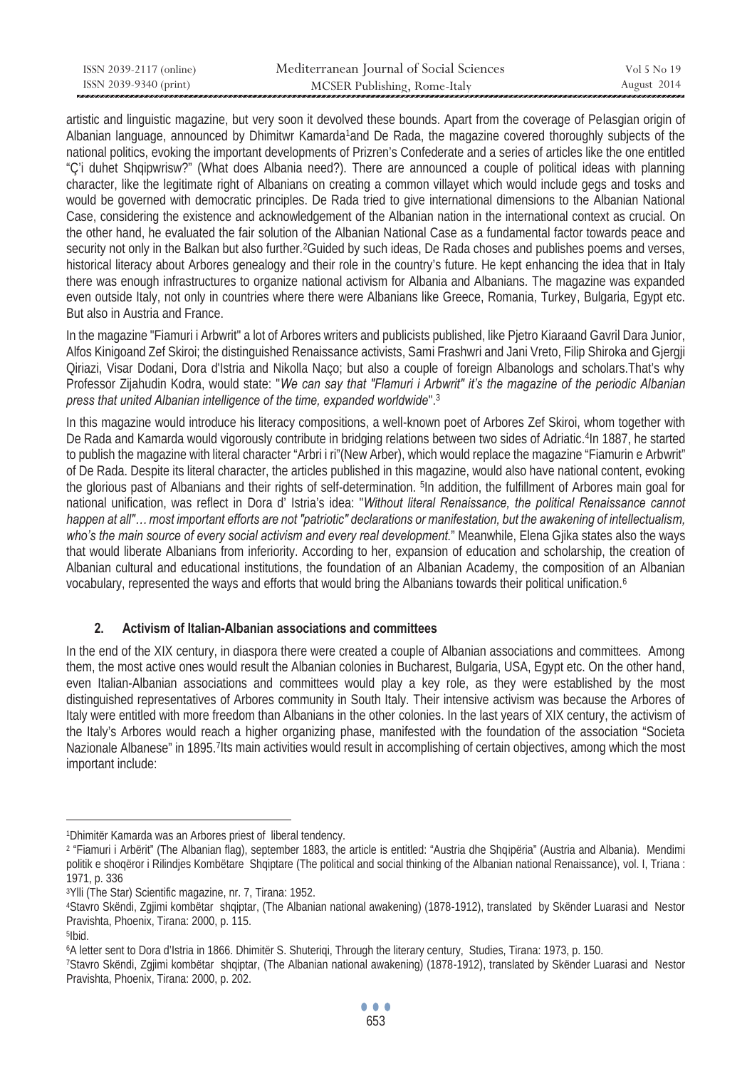artistic and linguistic magazine, but very soon it devolved these bounds. Apart from the coverage of Pelasgian origin of Albanian language, announced by Dhimitwr Kamarda[1]and De Rada, the magazine covered thoroughly subjects of the national politics, evoking the important developments of Prizren's Confederate and a series of articles like the one entitled "Ç'i duhet Shqipwrisw?" (What does Albania need?). There are announced a couple of political ideas with planning character, like the legitimate right of Albanians on creating a common villayet which would include gegs and tosks and would be governed with democratic principles. De Rada tried to give international dimensions to the Albanian National Case, considering the existence and acknowledgement of the Albanian nation in the international context as crucial. On the other hand, he evaluated the fair solution of the Albanian National Case as a fundamental factor towards peace and security not only in the Balkan but also further.[2]Guided by such ideas, De Rada choses and publishes poems and verses, historical literacy about Arbores genealogy and their role in the country's future. He kept enhancing the idea that in Italy there was enough infrastructures to organize national activism for Albania and Albanians. The magazine was expanded even outside Italy, not only in countries where there were Albanians like Greece, Romania, Turkey, Bulgaria, Egypt etc. But also in Austria and France.

In the magazine "Fiamuri i Arbwrit" a lot of Arbores writers and publicists published, like Pjetro Kiaraand Gavril Dara Junior, Alfos Kinigoand Zef Skiroi; the distinguished Renaissance activists, Sami Frashwri and Jani Vreto, Filip Shiroka and Gjergji Qiriazi, Visar Dodani, Dora d'Istria and Nikolla Naço; but also a couple of foreign Albanologs and scholars.That's why Professor Zijahudin Kodra, would state: "*We can say that "Flamuri i Arbwrit" it's the magazine of the periodic Albanian press that united Albanian intelligence of the time, expanded worldwide*".[3]

In this magazine would introduce his literacy compositions, a well-known poet of Arbores Zef Skiroi, whom together with De Rada and Kamarda would vigorously contribute in bridging relations between two sides of Adriatic.[4]In 1887, he started to publish the magazine with literal character "Arbri i ri"(New Arber), which would replace the magazine "Fiamurin e Arbwrit" of De Rada. Despite its literal character, the articles published in this magazine, would also have national content, evoking the glorious past of Albanians and their rights of self-determination. [5]In addition, the fulfillment of Arbores main goal for national unification, was reflect in Dora d' Istria's idea: "*Without literal Renaissance, the political Renaissance cannot happen at all"… most important efforts are not "patriotic" declarations or manifestation, but the awakening of intellectualism, who's the main source of every social activism and every real development.*" Meanwhile, Elena Gjika states also the ways that would liberate Albanians from inferiority. According to her, expansion of education and scholarship, the creation of Albanian cultural and educational institutions, the foundation of an Albanian Academy, the composition of an Albanian vocabulary, represented the ways and efforts that would bring the Albanians towards their political unification.[6]

## 2. Activism of Italian-Albanian associations and committees

In the end of the XIX century, in diaspora there were created a couple of Albanian associations and committees. Among them, the most active ones would result the Albanian colonies in Bucharest, Bulgaria, USA, Egypt etc. On the other hand, even Italian-Albanian associations and committees would play a key role, as they were established by the most distinguished representatives of Arbores community in South Italy. Their intensive activism was because the Arbores of Italy were entitled with more freedom than Albanians in the other colonies. In the last years of XIX century, the activism of the Italy's Arbores would reach a higher organizing phase, manifested with the foundation of the association "Societa Nazionale Albanese" in 1895.[7]Its main activities would result in accomplishing of certain objectives, among which the most important include:

---

[1]Dhimitër Kamarda was an Arbores priest of liberal tendency.

[2] "Fiamuri i Arbërit" (The Albanian flag), september 1883, the article is entitled: "Austria dhe Shqipëria" (Austria and Albania). Mendimi politik e shoqëror i Rilindjes Kombëtare Shqiptare (The political and social thinking of the Albanian national Renaissance), vol. I, Triana : 1971, p. 336

[3]Ylli (The Star) Scientific magazine, nr. 7, Tirana: 1952.

[4]Stavro Skëndi, Zgjimi kombëtar shqiptar, (The Albanian national awakening) (1878-1912), translated by Skënder Luarasi and Nestor Pravishta, Phoenix, Tirana: 2000, p. 115.

[5]Ibid.

[6]A letter sent to Dora d'Istria in 1866. Dhimitër S. Shuteriqi, Through the literary century, Studies, Tirana: 1973, p. 150.

[7]Stavro Skëndi, Zgjimi kombëtar shqiptar, (The Albanian national awakening) (1878-1912), translated by Skënder Luarasi and Nestor Pravishta, Phoenix, Tirana: 2000, p. 202.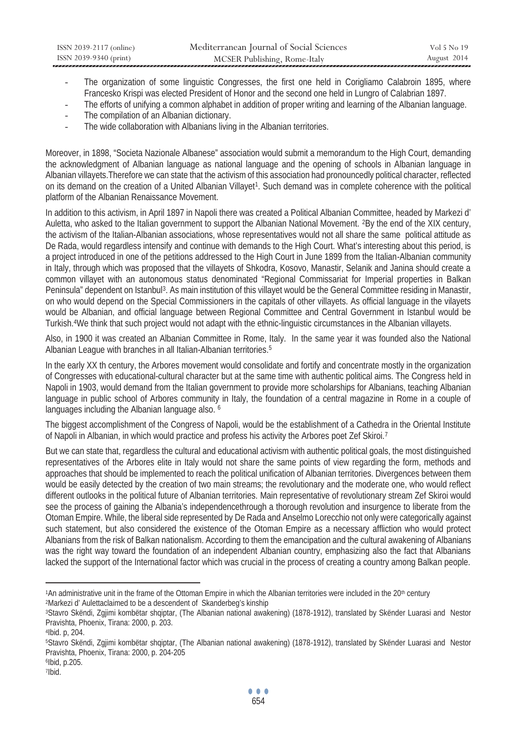- The organization of some linguistic Congresses, the first one held in Corigliamo Calabroin 1895, where Francesko Krispi was elected President of Honor and the second one held in Lungro of Calabrian 1897.
- The efforts of unifying a common alphabet in addition of proper writing and learning of the Albanian language.
- The compilation of an Albanian dictionary.
- The wide collaboration with Albanians living in the Albanian territories.

Moreover, in 1898, "Societa Nazionale Albanese" association would submit a memorandum to the High Court, demanding the acknowledgment of Albanian language as national language and the opening of schools in Albanian language in Albanian villayets.Therefore we can state that the activism of this association had pronouncedly political character, reflected on its demand on the creation of a United Albanian Villayet[1]. Such demand was in complete coherence with the political platform of the Albanian Renaissance Movement.

In addition to this activism, in April 1897 in Napoli there was created a Political Albanian Committee, headed by Markezi d' Auletta, who asked to the Italian government to support the Albanian National Movement. [2]By the end of the XIX century, the activism of the Italian-Albanian associations, whose representatives would not all share the same political attitude as De Rada, would regardless intensify and continue with demands to the High Court. What's interesting about this period, is a project introduced in one of the petitions addressed to the High Court in June 1899 from the Italian-Albanian community in Italy, through which was proposed that the villayets of Shkodra, Kosovo, Manastir, Selanik and Janina should create a common villayet with an autonomous status denominated "Regional Commissariat for Imperial properties in Balkan Peninsula" dependent on Istanbul[3]. As main institution of this villayet would be the General Committee residing in Manastir, on who would depend on the Special Commissioners in the capitals of other villayets. As official language in the vilayets would be Albanian, and official language between Regional Committee and Central Government in Istanbul would be Turkish.[4]We think that such project would not adapt with the ethnic-linguistic circumstances in the Albanian villayets.

Also, in 1900 it was created an Albanian Committee in Rome, Italy. In the same year it was founded also the National Albanian League with branches in all Italian-Albanian territories.[5]

In the early XX th century, the Arbores movement would consolidate and fortify and concentrate mostly in the organization of Congresses with educational-cultural character but at the same time with authentic political aims. The Congress held in Napoli in 1903, would demand from the Italian government to provide more scholarships for Albanians, teaching Albanian language in public school of Arbores community in Italy, the foundation of a central magazine in Rome in a couple of languages including the Albanian language also. [6]

The biggest accomplishment of the Congress of Napoli, would be the establishment of a Cathedra in the Oriental Institute of Napoli in Albanian, in which would practice and profess his activity the Arbores poet Zef Skiroi.[7]

But we can state that, regardless the cultural and educational activism with authentic political goals, the most distinguished representatives of the Arbores elite in Italy would not share the same points of view regarding the form, methods and approaches that should be implemented to reach the political unification of Albanian territories. Divergences between them would be easily detected by the creation of two main streams; the revolutionary and the moderate one, who would reflect different outlooks in the political future of Albanian territories. Main representative of revolutionary stream Zef Skiroi would see the process of gaining the Albania's independencethrough a thorough revolution and insurgence to liberate from the Otoman Empire. While, the liberal side represented by De Rada and Anselmo Lorecchio not only were categorically against such statement, but also considered the existence of the Otoman Empire as a necessary affliction who would protect Albanians from the risk of Balkan nationalism. According to them the emancipation and the cultural awakening of Albanians was the right way toward the foundation of an independent Albanian country, emphasizing also the fact that Albanians lacked the support of the International factor which was crucial in the process of creating a country among Balkan people.

---

[1]An administrative unit in the frame of the Ottoman Empire in which the Albanian territories were included in the 20th century

[2]Markezi d' Aulettaclaimed to be a descendent of Skanderbeg's kinship

[3]Stavro Skëndi, Zgjimi kombëtar shqiptar, (The Albanian national awakening) (1878-1912), translated by Skënder Luarasi and Nestor Pravishta, Phoenix, Tirana: 2000, p. 203.

[4]Ibid. p, 204.

[5]Stavro Skëndi, Zgjimi kombëtar shqiptar, (The Albanian national awakening) (1878-1912), translated by Skënder Luarasi and Nestor Pravishta, Phoenix, Tirana: 2000, p. 204-205

[6]Ibid, p.205.

[7]Ibid.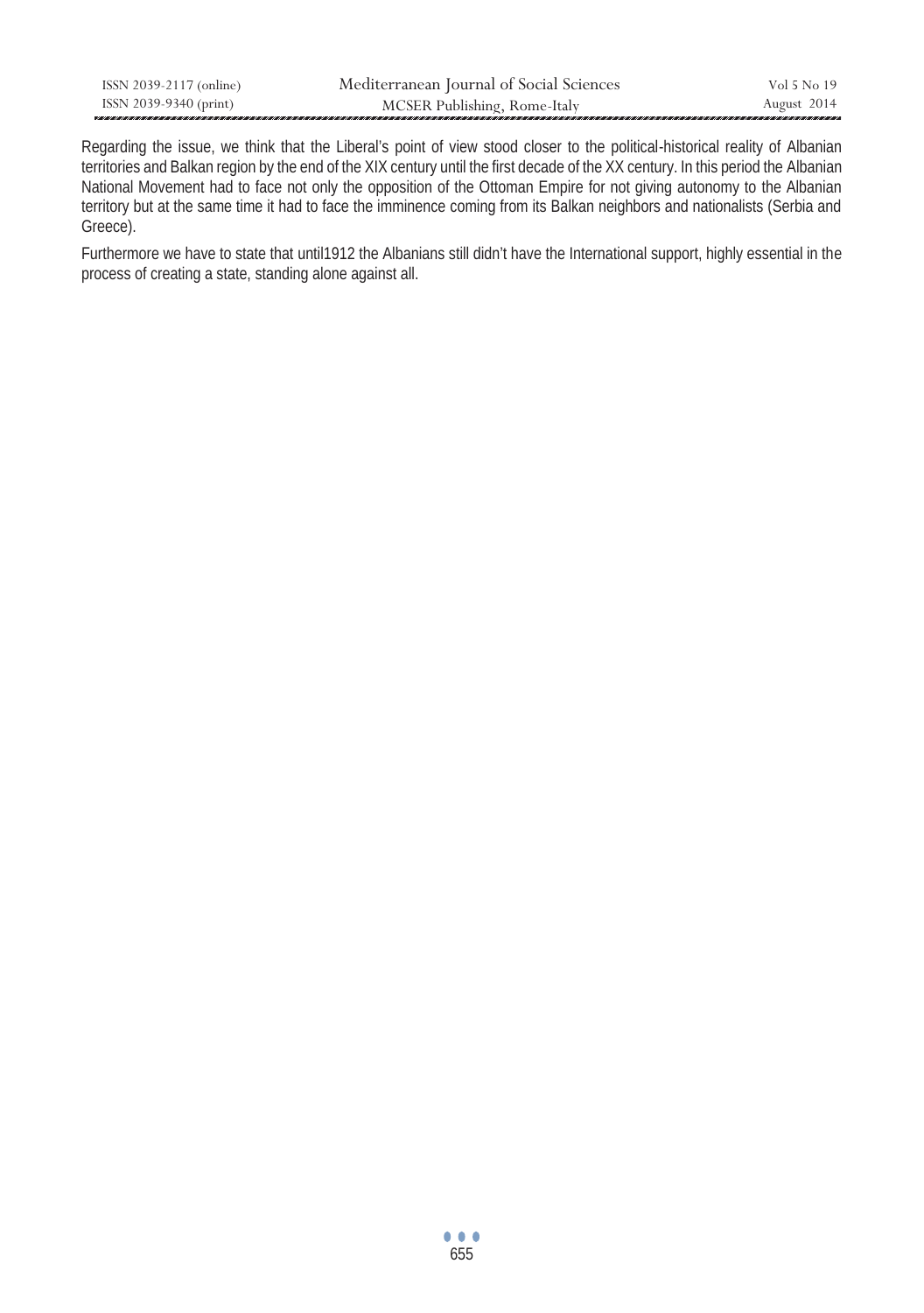Regarding the issue, we think that the Liberal's point of view stood closer to the political-historical reality of Albanian territories and Balkan region by the end of the XIX century until the first decade of the XX century. In this period the Albanian National Movement had to face not only the opposition of the Ottoman Empire for not giving autonomy to the Albanian territory but at the same time it had to face the imminence coming from its Balkan neighbors and nationalists (Serbia and Greece).

Furthermore we have to state that until1912 the Albanians still didn't have the International support, highly essential in the process of creating a state, standing alone against all.